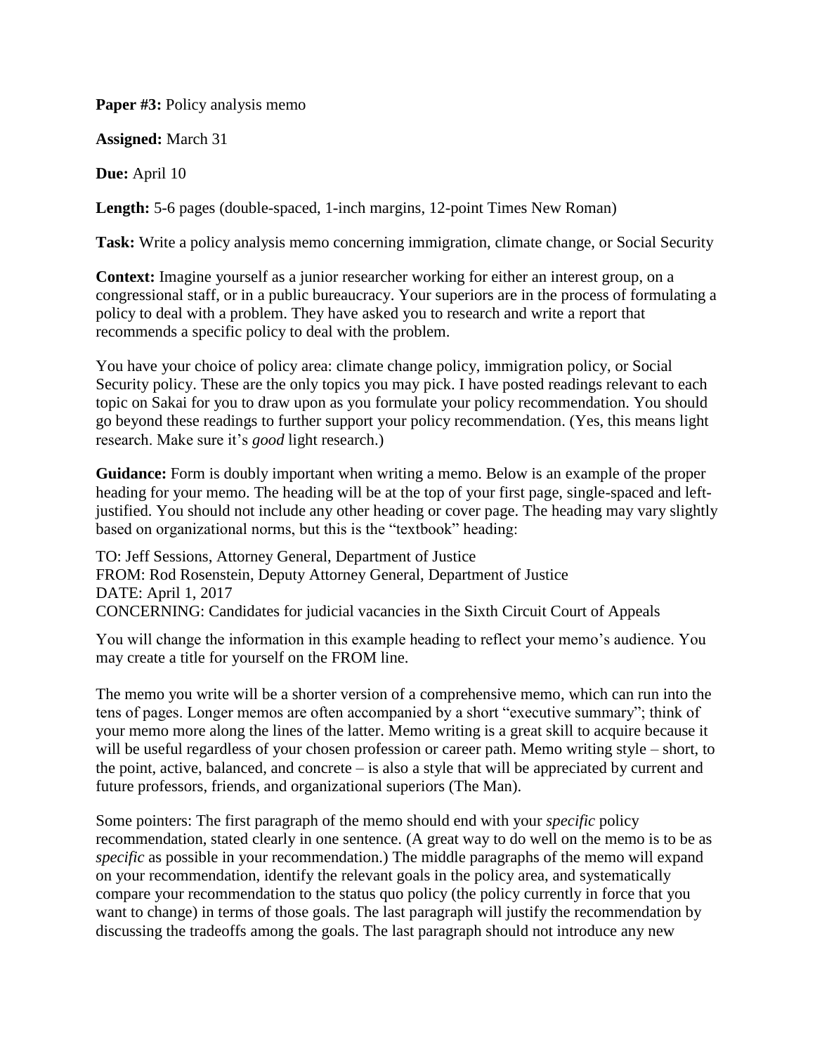**Paper #3:** Policy analysis memo

**Assigned:** March 31

**Due:** April 10

**Length:** 5-6 pages (double-spaced, 1-inch margins, 12-point Times New Roman)

**Task:** Write a policy analysis memo concerning immigration, climate change, or Social Security

**Context:** Imagine yourself as a junior researcher working for either an interest group, on a congressional staff, or in a public bureaucracy. Your superiors are in the process of formulating a policy to deal with a problem. They have asked you to research and write a report that recommends a specific policy to deal with the problem.

You have your choice of policy area: climate change policy, immigration policy, or Social Security policy. These are the only topics you may pick. I have posted readings relevant to each topic on Sakai for you to draw upon as you formulate your policy recommendation. You should go beyond these readings to further support your policy recommendation. (Yes, this means light research. Make sure it's *good* light research.)

**Guidance:** Form is doubly important when writing a memo. Below is an example of the proper heading for your memo. The heading will be at the top of your first page, single-spaced and left-justified. You should not include any other heading or cover page. The heading may vary slightly based on organizational norms, but this is the "textbook" heading:

TO: Jeff Sessions, Attorney General, Department of Justice
FROM: Rod Rosenstein, Deputy Attorney General, Department of Justice
DATE: April 1, 2017
CONCERNING: Candidates for judicial vacancies in the Sixth Circuit Court of Appeals

You will change the information in this example heading to reflect your memo's audience. You may create a title for yourself on the FROM line.

The memo you write will be a shorter version of a comprehensive memo, which can run into the tens of pages. Longer memos are often accompanied by a short "executive summary"; think of your memo more along the lines of the latter. Memo writing is a great skill to acquire because it will be useful regardless of your chosen profession or career path. Memo writing style – short, to the point, active, balanced, and concrete – is also a style that will be appreciated by current and future professors, friends, and organizational superiors (The Man).

Some pointers: The first paragraph of the memo should end with your *specific* policy recommendation, stated clearly in one sentence. (A great way to do well on the memo is to be as *specific* as possible in your recommendation.) The middle paragraphs of the memo will expand on your recommendation, identify the relevant goals in the policy area, and systematically compare your recommendation to the status quo policy (the policy currently in force that you want to change) in terms of those goals. The last paragraph will justify the recommendation by discussing the tradeoffs among the goals. The last paragraph should not introduce any new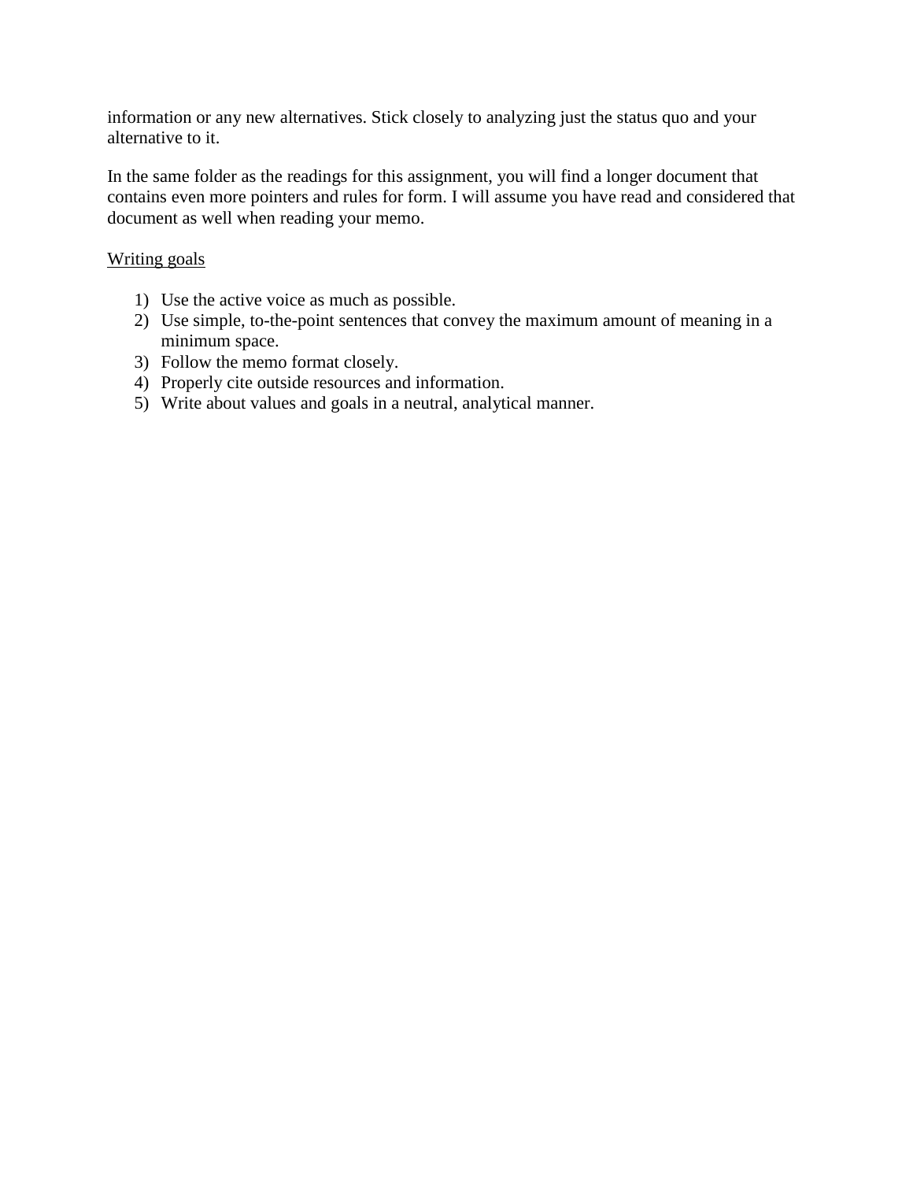information or any new alternatives. Stick closely to analyzing just the status quo and your alternative to it.

In the same folder as the readings for this assignment, you will find a longer document that contains even more pointers and rules for form. I will assume you have read and considered that document as well when reading your memo.

<u>Writing goals</u>

1) Use the active voice as much as possible.
2) Use simple, to-the-point sentences that convey the maximum amount of meaning in a minimum space.
3) Follow the memo format closely.
4) Properly cite outside resources and information.
5) Write about values and goals in a neutral, analytical manner.